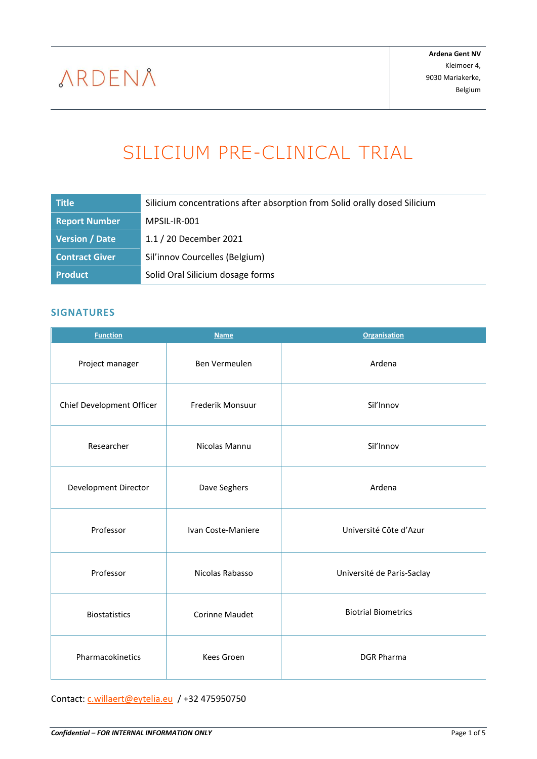ARDENA

**Ardena Gent NV**
Kleimoer 4,
9030 Mariakerke,
Belgium

# SILICIUM PRE-CLINICAL TRIAL

| **Title** | Silicium concentrations after absorption from Solid orally dosed Silicium |
|---|---|
| **Report Number** | MPSIL-IR-001 |
| **Version / Date** | 1.1 / 20 December 2021 |
| **Contract Giver** | Sil'innov Courcelles (Belgium) |
| **Product** | Solid Oral Silicium dosage forms |

## SIGNATURES

| Function | Name | Organisation |
|---|---|---|
| Project manager | Ben Vermeulen | Ardena |
| Chief Development Officer | Frederik Monsuur | Sil'Innov |
| Researcher | Nicolas Mannu | Sil'Innov |
| Development Director | Dave Seghers | Ardena |
| Professor | Ivan Coste-Maniere | Université Côte d'Azur |
| Professor | Nicolas Rabasso | Université de Paris-Saclay |
| Biostatistics | Corinne Maudet | Biotrial Biometrics |
| Pharmacokinetics | Kees Groen | DGR Pharma |

Contact: c.willaert@eytelia.eu / +32 475950750

*Confidential – FOR INTERNAL INFORMATION ONLY*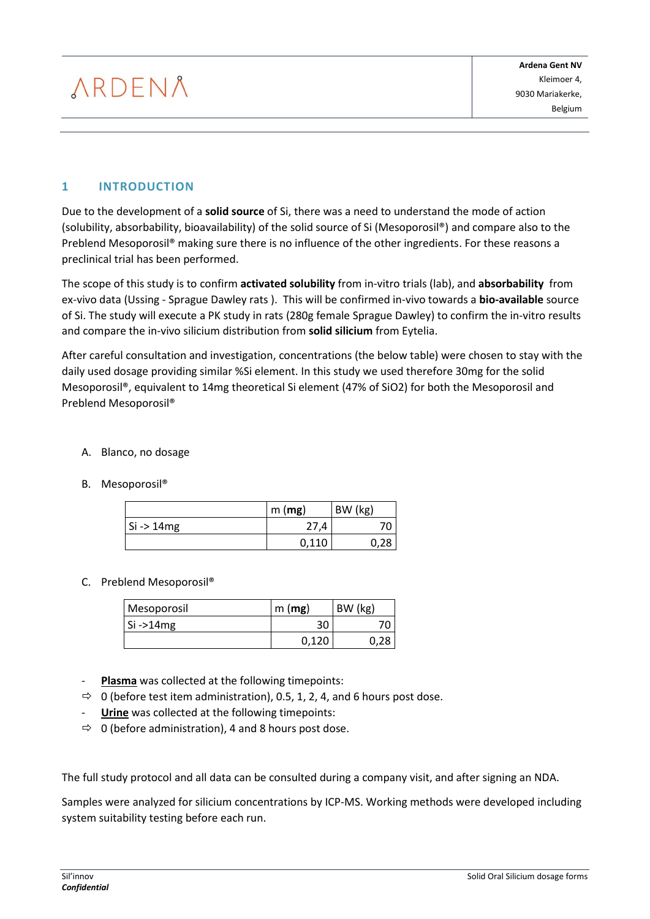# 1 INTRODUCTION

Due to the development of a **solid source** of Si, there was a need to understand the mode of action (solubility, absorbability, bioavailability) of the solid source of Si (Mesoporosil®) and compare also to the Preblend Mesoporosil® making sure there is no influence of the other ingredients. For these reasons a preclinical trial has been performed.

The scope of this study is to confirm **activated solubility** from in-vitro trials (lab), and **absorbability** from ex-vivo data (Ussing - Sprague Dawley rats ). This will be confirmed in-vivo towards a **bio-available** source of Si. The study will execute a PK study in rats (280g female Sprague Dawley) to confirm the in-vitro results and compare the in-vivo silicium distribution from **solid silicium** from Eytelia.

After careful consultation and investigation, concentrations (the below table) were chosen to stay with the daily used dosage providing similar %Si element. In this study we used therefore 30mg for the solid Mesoporosil®, equivalent to 14mg theoretical Si element (47% of $SiO_2$) for both the Mesoporosil and Preblend Mesoporosil®

A. Blanco, no dosage

B. Mesoporosil®

| | m (**mg**) | BW (kg) |
|---|---|---|
| Si -> 14mg | 27,4 | 70 |
| | 0,110 | 0,28 |

C. Preblend Mesoporosil®

| Mesoporosil | m (**mg**) | BW (kg) |
|---|---|---|
| Si ->14mg | 30 | 70 |
| | 0,120 | 0,28 |

- **Plasma** was collected at the following timepoints:
  - ⇨ 0 (before test item administration), 0.5, 1, 2, 4, and 6 hours post dose.
- **Urine** was collected at the following timepoints:
  - ⇨ 0 (before administration), 4 and 8 hours post dose.

The full study protocol and all data can be consulted during a company visit, and after signing an NDA.

Samples were analyzed for silicium concentrations by ICP-MS. Working methods were developed including system suitability testing before each run.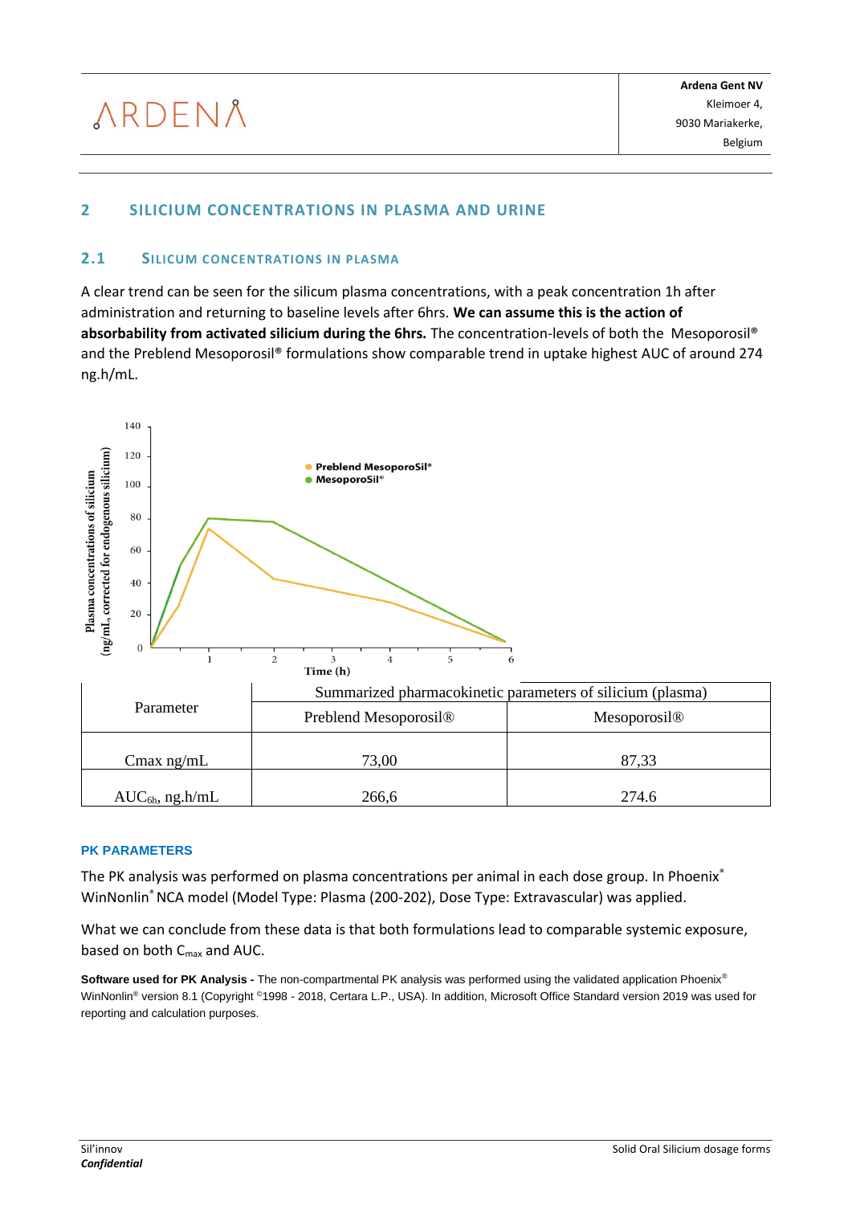## 2 SILICIUM CONCENTRATIONS IN PLASMA AND URINE

### 2.1 SILICUM CONCENTRATIONS IN PLASMA

A clear trend can be seen for the silicum plasma concentrations, with a peak concentration 1h after administration and returning to baseline levels after 6hrs. **We can assume this is the action of absorbability from activated silicium during the 6hrs.** The concentration-levels of both the Mesoporosil® and the Preblend Mesoporosil® formulations show comparable trend in uptake highest AUC of around 274 ng.h/mL.

| Parameter | Summarized pharmacokinetic parameters of silicium (plasma) | |
|---|---|---|
| | Preblend Mesoporosil® | Mesoporosil® |
| Cmax ng/mL | 73,00 | 87,33 |
| $AUC_{6h}$, ng.h/mL | 266,6 | 274.6 |

**PK PARAMETERS**

The PK analysis was performed on plasma concentrations per animal in each dose group. In Phoenix® WinNonlin® NCA model (Model Type: Plasma (200-202), Dose Type: Extravascular) was applied.

What we can conclude from these data is that both formulations lead to comparable systemic exposure, based on both $C_{max}$ and AUC.

**Software used for PK Analysis -** The non-compartmental PK analysis was performed using the validated application Phoenix® WinNonlin® version 8.1 (Copyright ©1998 - 2018, Certara L.P., USA). In addition, Microsoft Office Standard version 2019 was used for reporting and calculation purposes.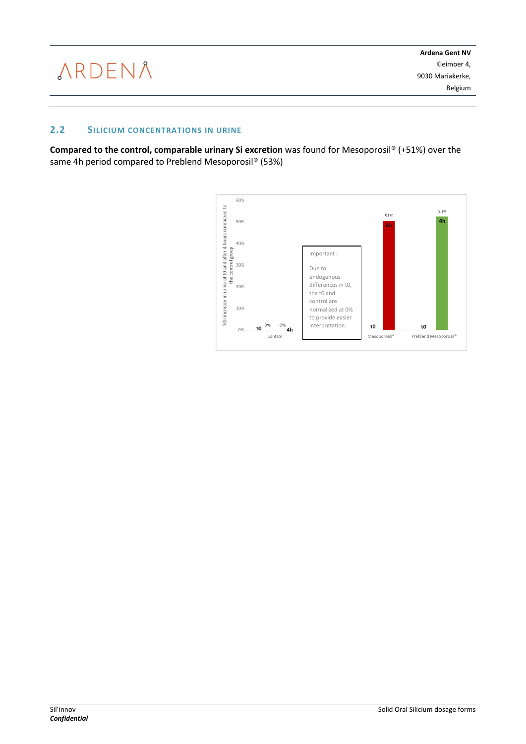## 2.2 Silicium concentrations in urine

**Compared to the control, comparable urinary Si excretion** was found for Mesoporosil® (+51%) over the same 4h period compared to Preblend Mesoporosil® (53%)

%Si increase in urine at t0 and after 4 hours compared to the control group

| | t0 | 4h |
|---|---|---|
| Control | 0% | 0% |
| Mesoporosil® | | 51% |
| Preblend Mesoporosil® | | 53% |

Important :

Due to endogenous differences in t0, the t0 and control are normalized at 0% to provide easier interpretation.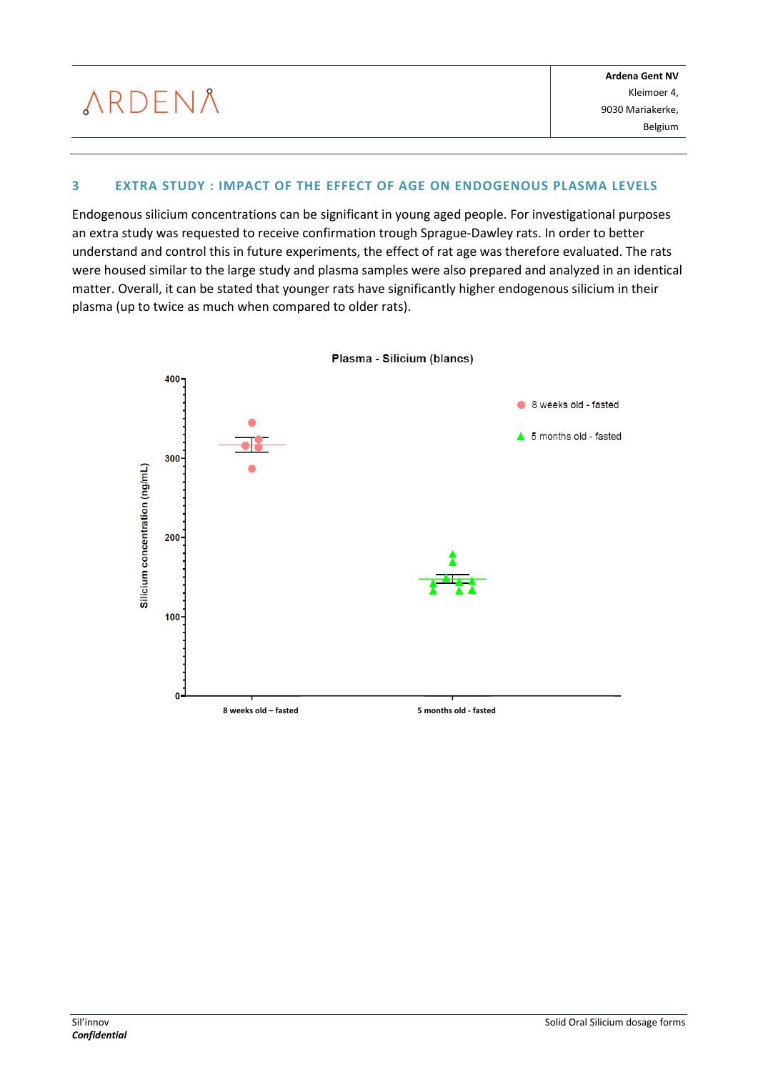## 3 EXTRA STUDY : IMPACT OF THE EFFECT OF AGE ON ENDOGENOUS PLASMA LEVELS

Endogenous silicium concentrations can be significant in young aged people. For investigational purposes an extra study was requested to receive confirmation trough Sprague-Dawley rats. In order to better understand and control this in future experiments, the effect of rat age was therefore evaluated. The rats were housed similar to the large study and plasma samples were also prepared and analyzed in an identical matter. Overall, it can be stated that younger rats have significantly higher endogenous silicium in their plasma (up to twice as much when compared to older rats).

**Plasma - Silicium (blancs)**

Y-axis: Silicium concentration (ng/mL), 0–400

X-axis categories: 8 weeks old – fasted; 5 months old - fasted

Legend: 8 weeks old - fasted; 5 months old - fasted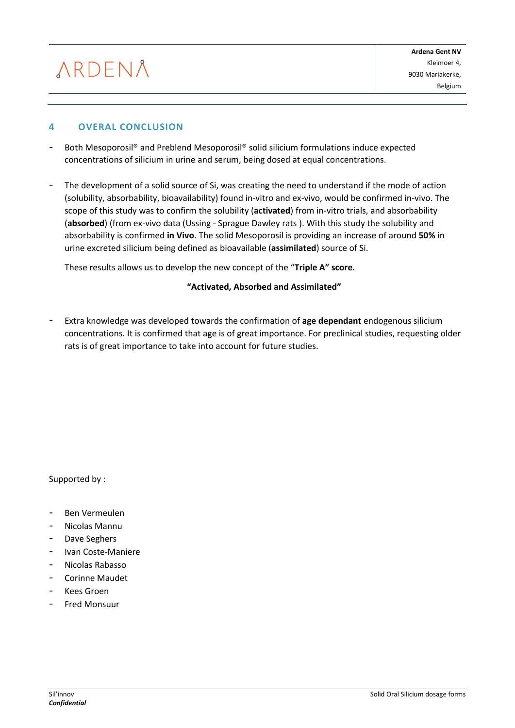## 4 OVERAL CONCLUSION

- Both Mesoporosil® and Preblend Mesoporosil® solid silicium formulations induce expected concentrations of silicium in urine and serum, being dosed at equal concentrations.

- The development of a solid source of Si, was creating the need to understand if the mode of action (solubility, absorbability, bioavailability) found in-vitro and ex-vivo, would be confirmed in-vivo. The scope of this study was to confirm the solubility (**activated**) from in-vitro trials, and absorbability (**absorbed**) (from ex-vivo data (Ussing - Sprague Dawley rats ). With this study the solubility and absorbability is confirmed **in Vivo**. The solid Mesoporosil is providing an increase of around **50%** in urine excreted silicium being defined as bioavailable (**assimilated**) source of Si.

  These results allows us to develop the new concept of the "**Triple A" score.**

  **"Activated, Absorbed and Assimilated"**

- Extra knowledge was developed towards the confirmation of **age dependant** endogenous silicium concentrations. It is confirmed that age is of great importance. For preclinical studies, requesting older rats is of great importance to take into account for future studies.

Supported by :

- Ben Vermeulen
- Nicolas Mannu
- Dave Seghers
- Ivan Coste-Maniere
- Nicolas Rabasso
- Corinne Maudet
- Kees Groen
- Fred Monsuur